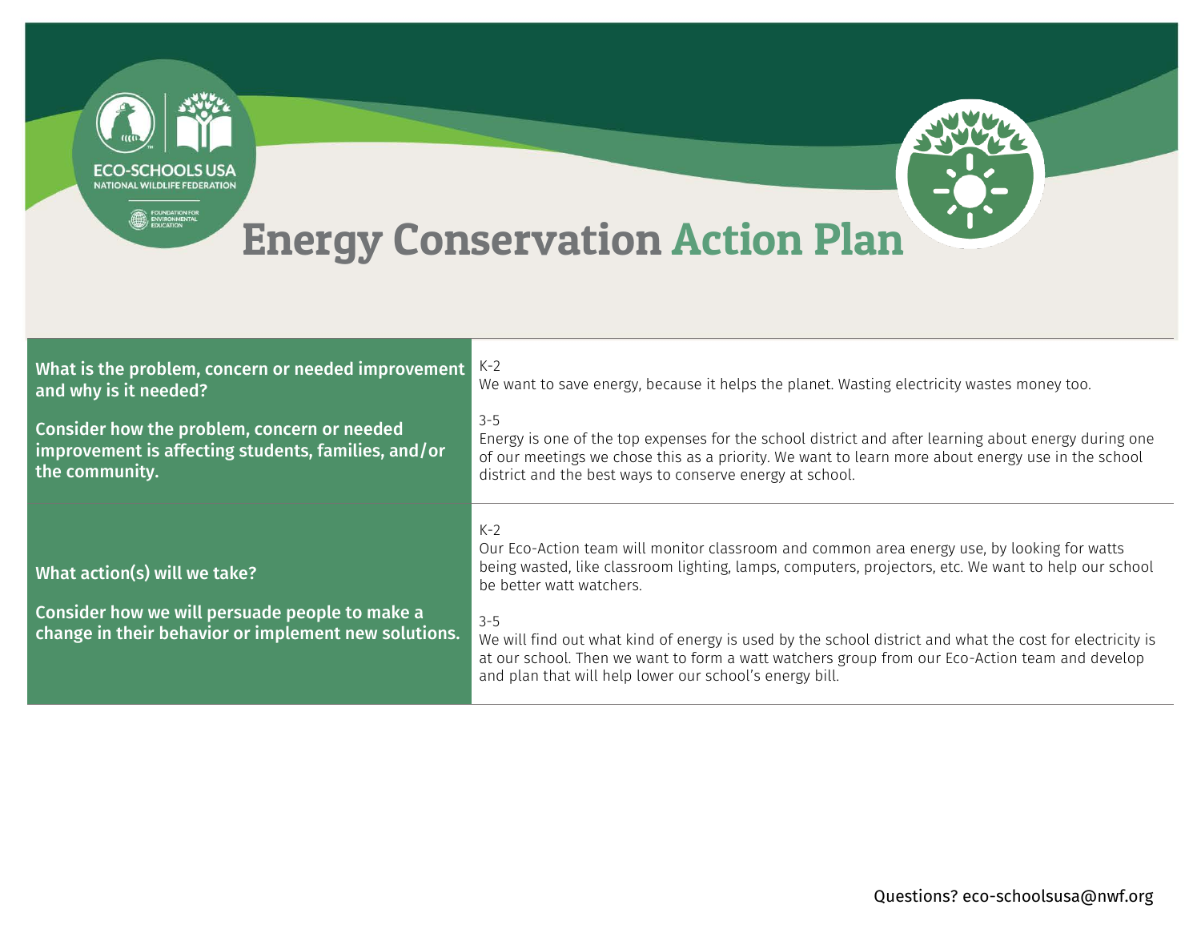ECO-SCHOOLS USA
NATIONAL WILDLIFE FEDERATION

FOUNDATION FOR ENVIRONMENTAL EDUCATION

# Energy Conservation Action Plan

| | |
|---|---|
| **What is the problem, concern or needed improvement and why is it needed?**<br><br>**Consider how the problem, concern or needed improvement is affecting students, families, and/or the community.** | K-2<br>We want to save energy, because it helps the planet. Wasting electricity wastes money too.<br><br>3-5<br>Energy is one of the top expenses for the school district and after learning about energy during one of our meetings we chose this as a priority. We want to learn more about energy use in the school district and the best ways to conserve energy at school. |
| **What action(s) will we take?**<br><br>**Consider how we will persuade people to make a change in their behavior or implement new solutions.** | K-2<br>Our Eco-Action team will monitor classroom and common area energy use, by looking for watts being wasted, like classroom lighting, lamps, computers, projectors, etc. We want to help our school be better watt watchers.<br><br>3-5<br>We will find out what kind of energy is used by the school district and what the cost for electricity is at our school. Then we want to form a watt watchers group from our Eco-Action team and develop and plan that will help lower our school's energy bill. |

Questions? eco-schoolsusa@nwf.org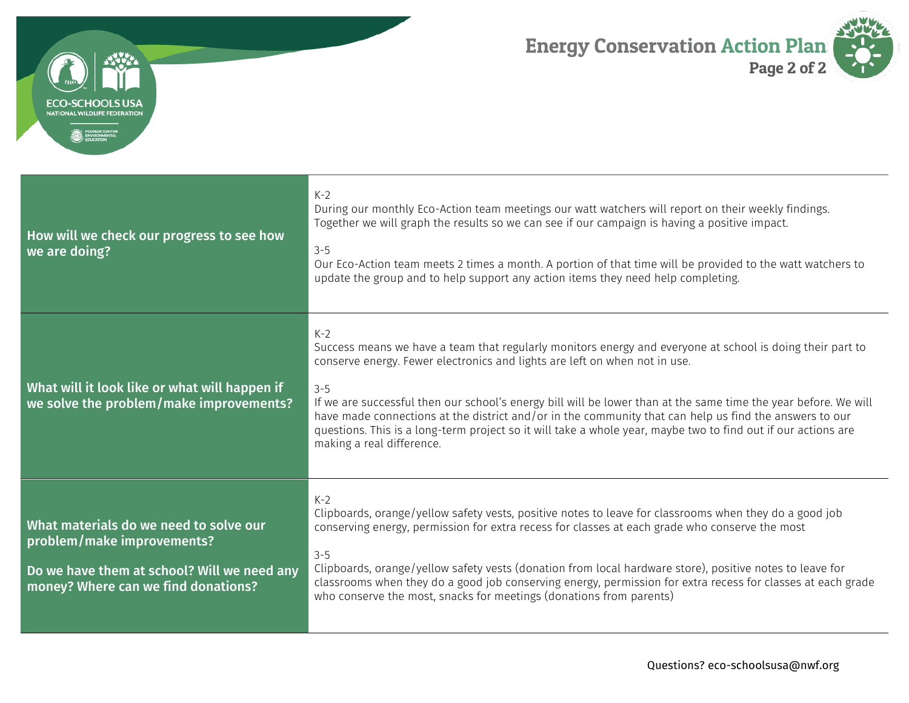# Energy Conservation Action Plan

| | |
|---|---|
| **How will we check our progress to see how we are doing?** | K-2<br>During our monthly Eco-Action team meetings our watt watchers will report on their weekly findings. Together we will graph the results so we can see if our campaign is having a positive impact.<br><br>3-5<br>Our Eco-Action team meets 2 times a month. A portion of that time will be provided to the watt watchers to update the group and to help support any action items they need help completing. |
| **What will it look like or what will happen if we solve the problem/make improvements?** | K-2<br>Success means we have a team that regularly monitors energy and everyone at school is doing their part to conserve energy. Fewer electronics and lights are left on when not in use.<br><br>3-5<br>If we are successful then our school's energy bill will be lower than at the same time the year before. We will have made connections at the district and/or in the community that can help us find the answers to our questions. This is a long-term project so it will take a whole year, maybe two to find out if our actions are making a real difference. |
| **What materials do we need to solve our problem/make improvements?**<br><br>**Do we have them at school? Will we need any money? Where can we find donations?** | K-2<br>Clipboards, orange/yellow safety vests, positive notes to leave for classrooms when they do a good job conserving energy, permission for extra recess for classes at each grade who conserve the most<br><br>3-5<br>Clipboards, orange/yellow safety vests (donation from local hardware store), positive notes to leave for classrooms when they do a good job conserving energy, permission for extra recess for classes at each grade who conserve the most, snacks for meetings (donations from parents) |

Questions? eco-schoolsusa@nwf.org